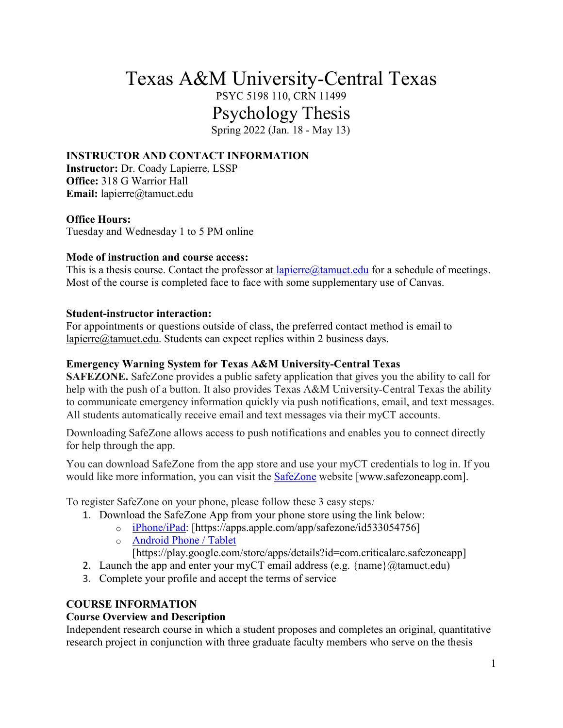# Texas A&M University-Central Texas

PSYC 5198 110, CRN 11499

# Psychology Thesis

Spring 2022 (Jan. 18 - May 13)

**INSTRUCTOR AND CONTACT INFORMATION**

**Instructor:** Dr. Coady Lapierre, LSSP
**Office:** 318 G Warrior Hall
**Email:** lapierre@tamuct.edu

**Office Hours:**
Tuesday and Wednesday 1 to 5 PM online

**Mode of instruction and course access:**
This is a thesis course. Contact the professor at lapierre@tamuct.edu for a schedule of meetings. Most of the course is completed face to face with some supplementary use of Canvas.

**Student-instructor interaction:**
For appointments or questions outside of class, the preferred contact method is email to lapierre@tamuct.edu. Students can expect replies within 2 business days.

**Emergency Warning System for Texas A&M University-Central Texas**

**SAFEZONE.** SafeZone provides a public safety application that gives you the ability to call for help with the push of a button. It also provides Texas A&M University-Central Texas the ability to communicate emergency information quickly via push notifications, email, and text messages. All students automatically receive email and text messages via their myCT accounts.

Downloading SafeZone allows access to push notifications and enables you to connect directly for help through the app.

You can download SafeZone from the app store and use your myCT credentials to log in. If you would like more information, you can visit the SafeZone website [www.safezoneapp.com].

To register SafeZone on your phone, please follow these 3 easy steps:

1. Download the SafeZone App from your phone store using the link below:
   - iPhone/iPad: [https://apps.apple.com/app/safezone/id533054756]
   - Android Phone / Tablet [https://play.google.com/store/apps/details?id=com.criticalarc.safezoneapp]
2. Launch the app and enter your myCT email address (e.g. {name}@tamuct.edu)
3. Complete your profile and accept the terms of service

**COURSE INFORMATION**

**Course Overview and Description**

Independent research course in which a student proposes and completes an original, quantitative research project in conjunction with three graduate faculty members who serve on the thesis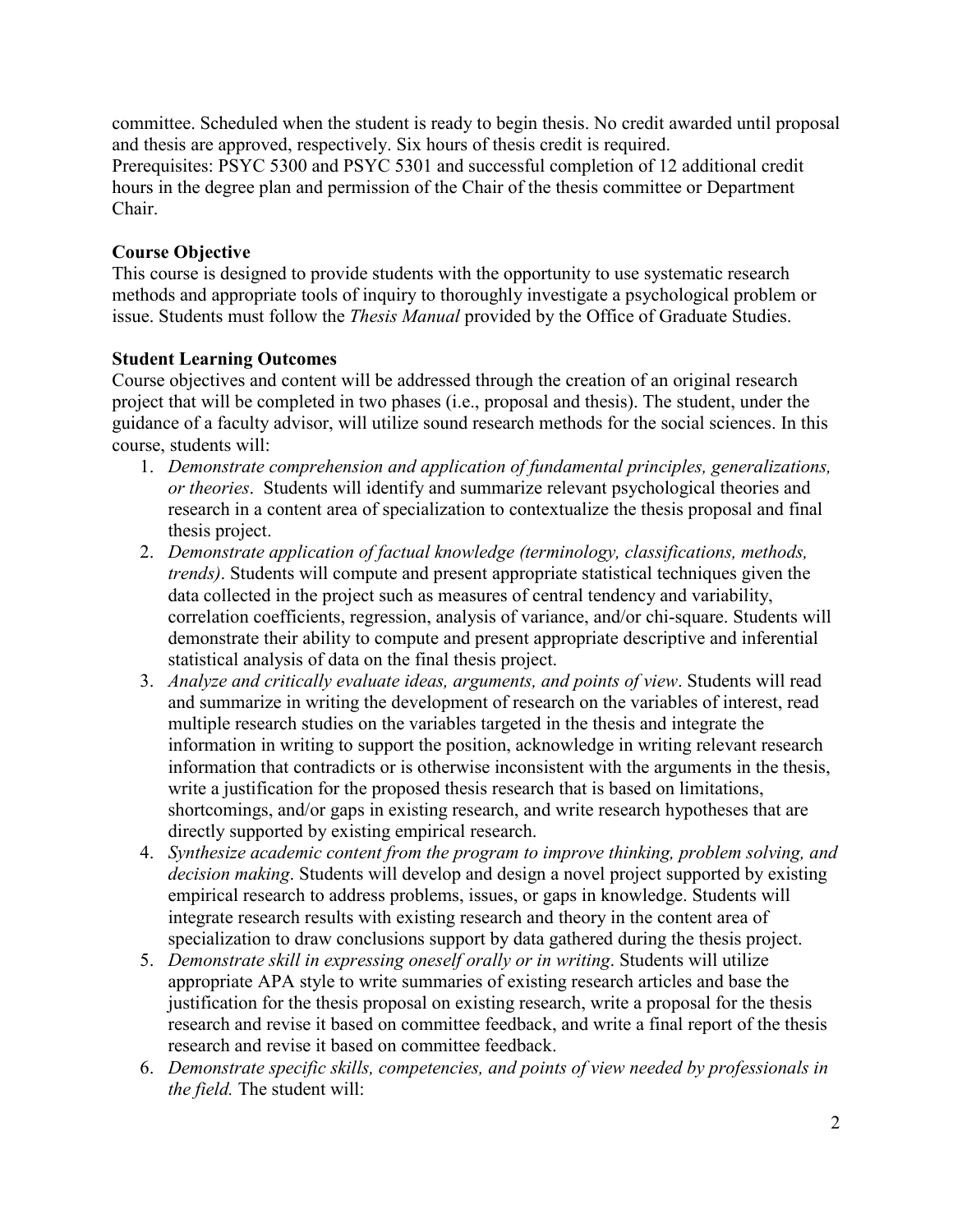committee. Scheduled when the student is ready to begin thesis. No credit awarded until proposal and thesis are approved, respectively. Six hours of thesis credit is required.
Prerequisites: PSYC 5300 and PSYC 5301 and successful completion of 12 additional credit hours in the degree plan and permission of the Chair of the thesis committee or Department Chair.

**Course Objective**

This course is designed to provide students with the opportunity to use systematic research methods and appropriate tools of inquiry to thoroughly investigate a psychological problem or issue. Students must follow the *Thesis Manual* provided by the Office of Graduate Studies.

**Student Learning Outcomes**

Course objectives and content will be addressed through the creation of an original research project that will be completed in two phases (i.e., proposal and thesis). The student, under the guidance of a faculty advisor, will utilize sound research methods for the social sciences. In this course, students will:

1. *Demonstrate comprehension and application of fundamental principles, generalizations, or theories*. Students will identify and summarize relevant psychological theories and research in a content area of specialization to contextualize the thesis proposal and final thesis project.
2. *Demonstrate application of factual knowledge (terminology, classifications, methods, trends)*. Students will compute and present appropriate statistical techniques given the data collected in the project such as measures of central tendency and variability, correlation coefficients, regression, analysis of variance, and/or chi-square. Students will demonstrate their ability to compute and present appropriate descriptive and inferential statistical analysis of data on the final thesis project.
3. *Analyze and critically evaluate ideas, arguments, and points of view*. Students will read and summarize in writing the development of research on the variables of interest, read multiple research studies on the variables targeted in the thesis and integrate the information in writing to support the position, acknowledge in writing relevant research information that contradicts or is otherwise inconsistent with the arguments in the thesis, write a justification for the proposed thesis research that is based on limitations, shortcomings, and/or gaps in existing research, and write research hypotheses that are directly supported by existing empirical research.
4. *Synthesize academic content from the program to improve thinking, problem solving, and decision making*. Students will develop and design a novel project supported by existing empirical research to address problems, issues, or gaps in knowledge. Students will integrate research results with existing research and theory in the content area of specialization to draw conclusions support by data gathered during the thesis project.
5. *Demonstrate skill in expressing oneself orally or in writing*. Students will utilize appropriate APA style to write summaries of existing research articles and base the justification for the thesis proposal on existing research, write a proposal for the thesis research and revise it based on committee feedback, and write a final report of the thesis research and revise it based on committee feedback.
6. *Demonstrate specific skills, competencies, and points of view needed by professionals in the field.* The student will: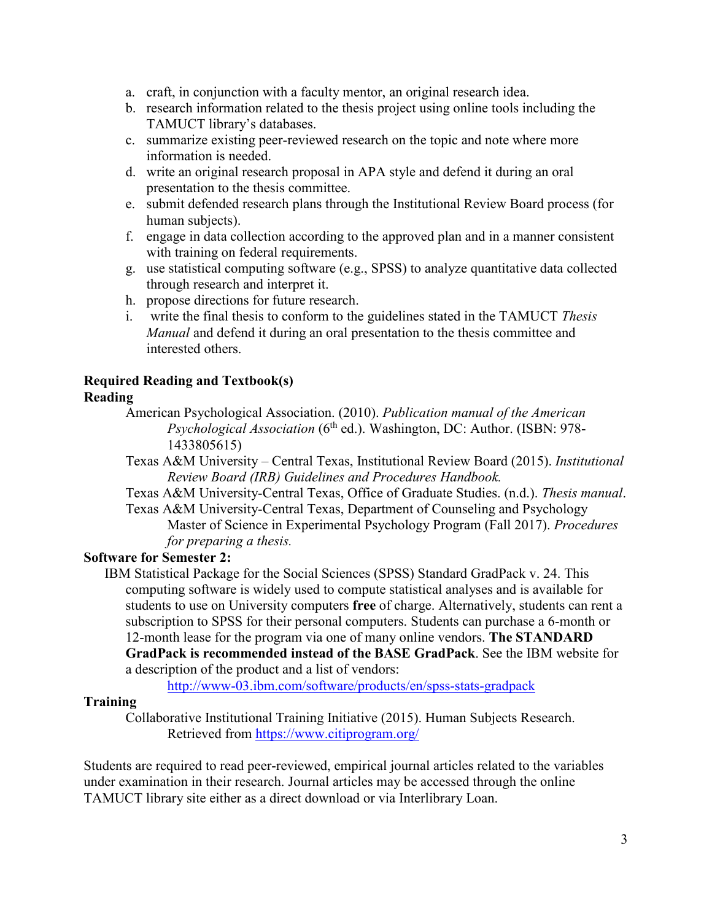a. craft, in conjunction with a faculty mentor, an original research idea.
b. research information related to the thesis project using online tools including the TAMUCT library's databases.
c. summarize existing peer-reviewed research on the topic and note where more information is needed.
d. write an original research proposal in APA style and defend it during an oral presentation to the thesis committee.
e. submit defended research plans through the Institutional Review Board process (for human subjects).
f. engage in data collection according to the approved plan and in a manner consistent with training on federal requirements.
g. use statistical computing software (e.g., SPSS) to analyze quantitative data collected through research and interpret it.
h. propose directions for future research.
i. write the final thesis to conform to the guidelines stated in the TAMUCT *Thesis Manual* and defend it during an oral presentation to the thesis committee and interested others.

**Required Reading and Textbook(s)**

**Reading**

American Psychological Association. (2010). *Publication manual of the American Psychological Association* (6th ed.). Washington, DC: Author. (ISBN: 978-1433805615)

Texas A&M University – Central Texas, Institutional Review Board (2015). *Institutional Review Board (IRB) Guidelines and Procedures Handbook.*

Texas A&M University-Central Texas, Office of Graduate Studies. (n.d.). *Thesis manual*.

Texas A&M University-Central Texas, Department of Counseling and Psychology Master of Science in Experimental Psychology Program (Fall 2017). *Procedures for preparing a thesis.*

**Software for Semester 2:**

IBM Statistical Package for the Social Sciences (SPSS) Standard GradPack v. 24. This computing software is widely used to compute statistical analyses and is available for students to use on University computers **free** of charge. Alternatively, students can rent a subscription to SPSS for their personal computers. Students can purchase a 6-month or 12-month lease for the program via one of many online vendors. **The STANDARD GradPack is recommended instead of the BASE GradPack**. See the IBM website for a description of the product and a list of vendors:

http://www-03.ibm.com/software/products/en/spss-stats-gradpack

**Training**

Collaborative Institutional Training Initiative (2015). Human Subjects Research. Retrieved from https://www.citiprogram.org/

Students are required to read peer-reviewed, empirical journal articles related to the variables under examination in their research. Journal articles may be accessed through the online TAMUCT library site either as a direct download or via Interlibrary Loan.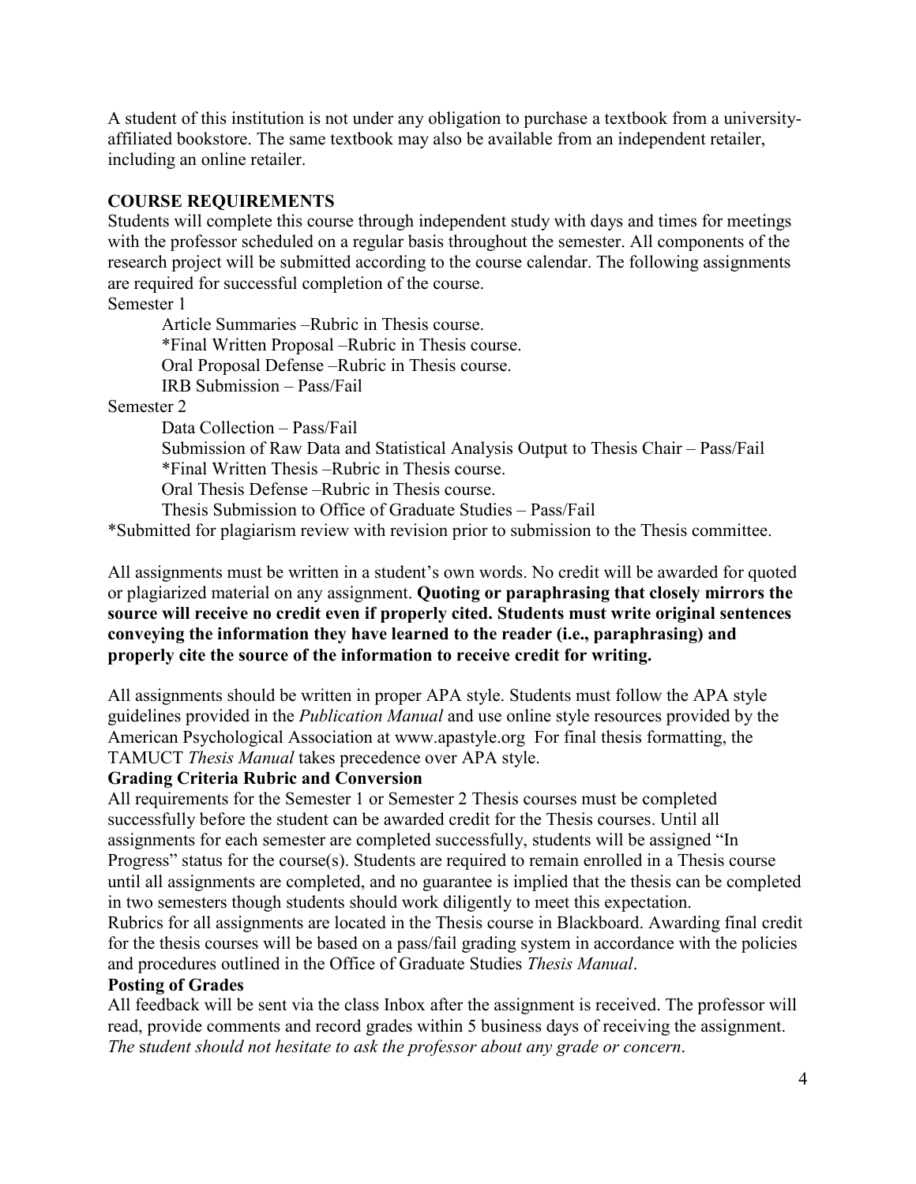A student of this institution is not under any obligation to purchase a textbook from a university-affiliated bookstore. The same textbook may also be available from an independent retailer, including an online retailer.

## COURSE REQUIREMENTS

Students will complete this course through independent study with days and times for meetings with the professor scheduled on a regular basis throughout the semester. All components of the research project will be submitted according to the course calendar. The following assignments are required for successful completion of the course.

Semester 1

- Article Summaries –Rubric in Thesis course.
- *Final Written Proposal –Rubric in Thesis course.
- Oral Proposal Defense –Rubric in Thesis course.
- IRB Submission – Pass/Fail

Semester 2

- Data Collection – Pass/Fail
- Submission of Raw Data and Statistical Analysis Output to Thesis Chair – Pass/Fail
- *Final Written Thesis –Rubric in Thesis course.
- Oral Thesis Defense –Rubric in Thesis course.
- Thesis Submission to Office of Graduate Studies – Pass/Fail

*Submitted for plagiarism review with revision prior to submission to the Thesis committee.

All assignments must be written in a student's own words. No credit will be awarded for quoted or plagiarized material on any assignment. **Quoting or paraphrasing that closely mirrors the source will receive no credit even if properly cited. Students must write original sentences conveying the information they have learned to the reader (i.e., paraphrasing) and properly cite the source of the information to receive credit for writing.**

All assignments should be written in proper APA style. Students must follow the APA style guidelines provided in the *Publication Manual* and use online style resources provided by the American Psychological Association at www.apastyle.org For final thesis formatting, the TAMUCT *Thesis Manual* takes precedence over APA style.

### Grading Criteria Rubric and Conversion

All requirements for the Semester 1 or Semester 2 Thesis courses must be completed successfully before the student can be awarded credit for the Thesis courses. Until all assignments for each semester are completed successfully, students will be assigned "In Progress" status for the course(s). Students are required to remain enrolled in a Thesis course until all assignments are completed, and no guarantee is implied that the thesis can be completed in two semesters though students should work diligently to meet this expectation.

Rubrics for all assignments are located in the Thesis course in Blackboard. Awarding final credit for the thesis courses will be based on a pass/fail grading system in accordance with the policies and procedures outlined in the Office of Graduate Studies *Thesis Manual*.

### Posting of Grades

All feedback will be sent via the class Inbox after the assignment is received. The professor will read, provide comments and record grades within 5 business days of receiving the assignment. *The student should not hesitate to ask the professor about any grade or concern*.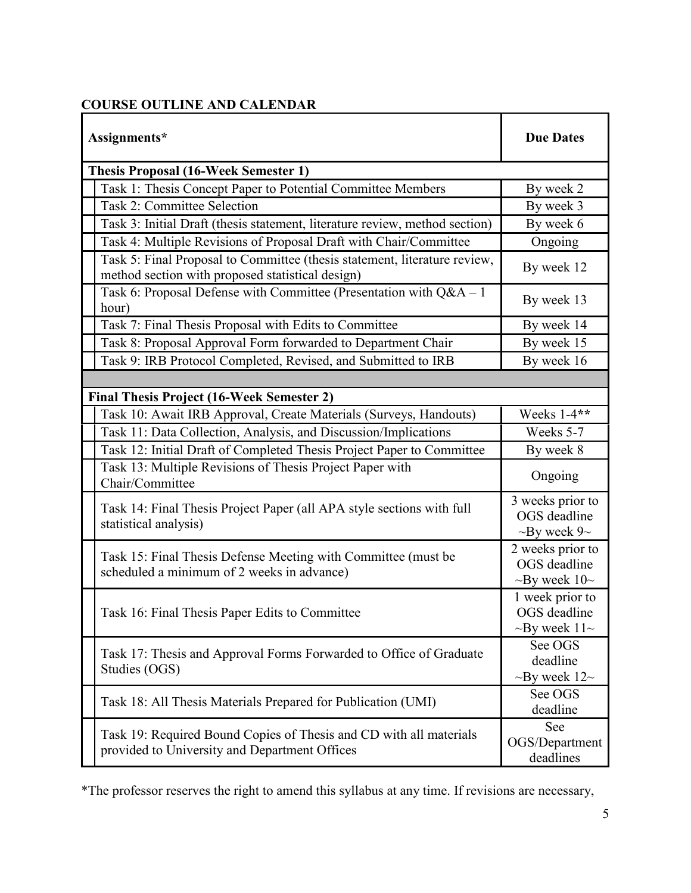**COURSE OUTLINE AND CALENDAR**

| Assignments* | Due Dates |
|---|---|
| **Thesis Proposal (16-Week Semester 1)** | |
| Task 1: Thesis Concept Paper to Potential Committee Members | By week 2 |
| Task 2: Committee Selection | By week 3 |
| Task 3: Initial Draft (thesis statement, literature review, method section) | By week 6 |
| Task 4: Multiple Revisions of Proposal Draft with Chair/Committee | Ongoing |
| Task 5: Final Proposal to Committee (thesis statement, literature review, method section with proposed statistical design) | By week 12 |
| Task 6: Proposal Defense with Committee (Presentation with Q&A – 1 hour) | By week 13 |
| Task 7: Final Thesis Proposal with Edits to Committee | By week 14 |
| Task 8: Proposal Approval Form forwarded to Department Chair | By week 15 |
| Task 9: IRB Protocol Completed, Revised, and Submitted to IRB | By week 16 |
| | |
| **Final Thesis Project (16-Week Semester 2)** | |
| Task 10: Await IRB Approval, Create Materials (Surveys, Handouts) | Weeks 1-4** |
| Task 11: Data Collection, Analysis, and Discussion/Implications | Weeks 5-7 |
| Task 12: Initial Draft of Completed Thesis Project Paper to Committee | By week 8 |
| Task 13: Multiple Revisions of Thesis Project Paper with Chair/Committee | Ongoing |
| Task 14: Final Thesis Project Paper (all APA style sections with full statistical analysis) | 3 weeks prior to OGS deadline ~By week 9~ |
| Task 15: Final Thesis Defense Meeting with Committee (must be scheduled a minimum of 2 weeks in advance) | 2 weeks prior to OGS deadline ~By week 10~ |
| Task 16: Final Thesis Paper Edits to Committee | 1 week prior to OGS deadline ~By week 11~ |
| Task 17: Thesis and Approval Forms Forwarded to Office of Graduate Studies (OGS) | See OGS deadline ~By week 12~ |
| Task 18: All Thesis Materials Prepared for Publication (UMI) | See OGS deadline |
| Task 19: Required Bound Copies of Thesis and CD with all materials provided to University and Department Offices | See OGS/Department deadlines |

*The professor reserves the right to amend this syllabus at any time. If revisions are necessary,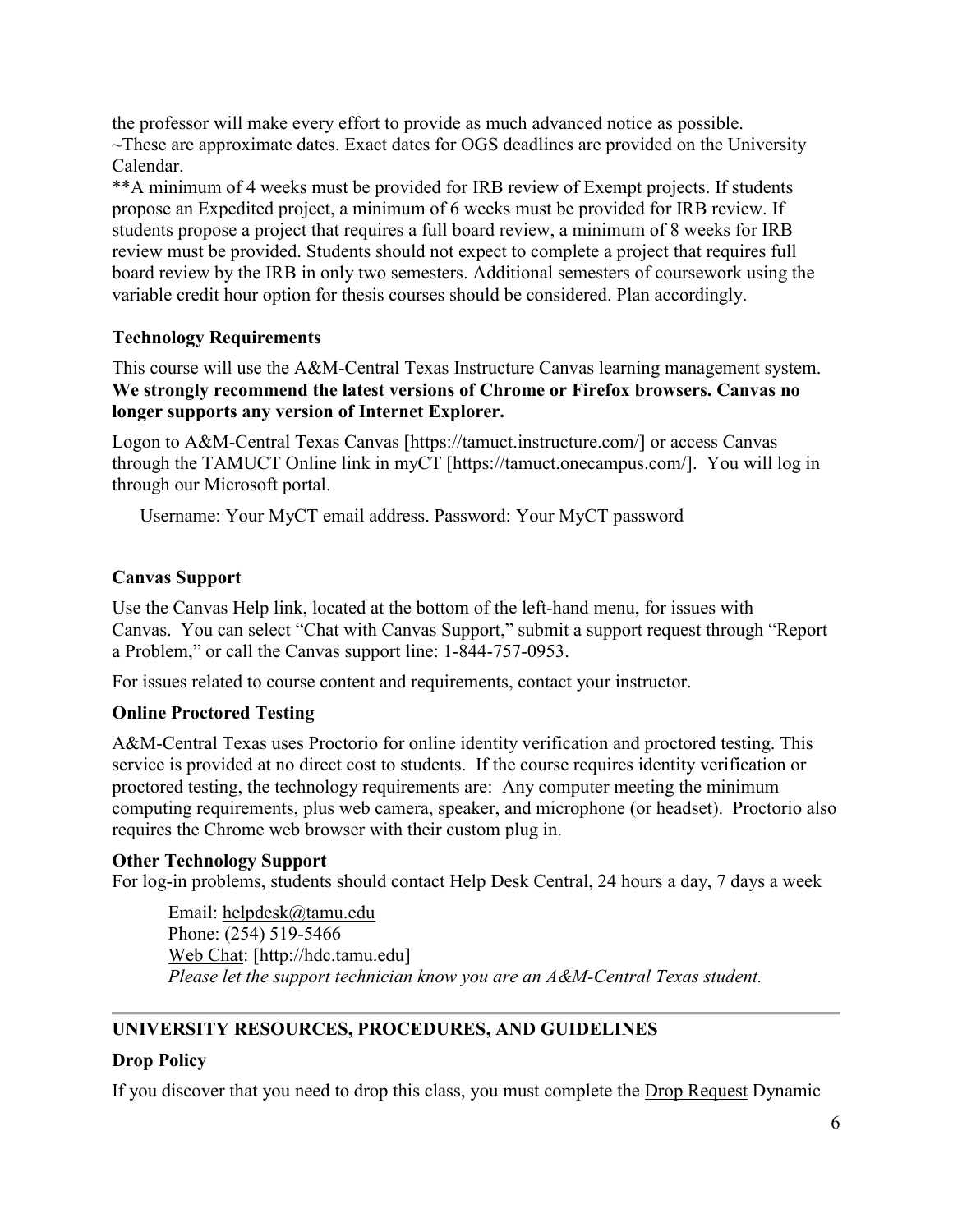the professor will make every effort to provide as much advanced notice as possible.
~These are approximate dates. Exact dates for OGS deadlines are provided on the University Calendar.
**A minimum of 4 weeks must be provided for IRB review of Exempt projects. If students propose an Expedited project, a minimum of 6 weeks must be provided for IRB review. If students propose a project that requires a full board review, a minimum of 8 weeks for IRB review must be provided. Students should not expect to complete a project that requires full board review by the IRB in only two semesters. Additional semesters of coursework using the variable credit hour option for thesis courses should be considered. Plan accordingly.

### Technology Requirements

This course will use the A&M-Central Texas Instructure Canvas learning management system. **We strongly recommend the latest versions of Chrome or Firefox browsers. Canvas no longer supports any version of Internet Explorer.**

Logon to A&M-Central Texas Canvas [https://tamuct.instructure.com/] or access Canvas through the TAMUCT Online link in myCT [https://tamuct.onecampus.com/]. You will log in through our Microsoft portal.

Username: Your MyCT email address. Password: Your MyCT password

### Canvas Support

Use the Canvas Help link, located at the bottom of the left-hand menu, for issues with Canvas. You can select "Chat with Canvas Support," submit a support request through "Report a Problem," or call the Canvas support line: 1-844-757-0953.

For issues related to course content and requirements, contact your instructor.

### Online Proctored Testing

A&M-Central Texas uses Proctorio for online identity verification and proctored testing. This service is provided at no direct cost to students. If the course requires identity verification or proctored testing, the technology requirements are: Any computer meeting the minimum computing requirements, plus web camera, speaker, and microphone (or headset). Proctorio also requires the Chrome web browser with their custom plug in.

### Other Technology Support

For log-in problems, students should contact Help Desk Central, 24 hours a day, 7 days a week

Email: helpdesk@tamu.edu
Phone: (254) 519-5466
Web Chat: [http://hdc.tamu.edu]
*Please let the support technician know you are an A&M-Central Texas student.*

---

## UNIVERSITY RESOURCES, PROCEDURES, AND GUIDELINES

### Drop Policy

If you discover that you need to drop this class, you must complete the Drop Request Dynamic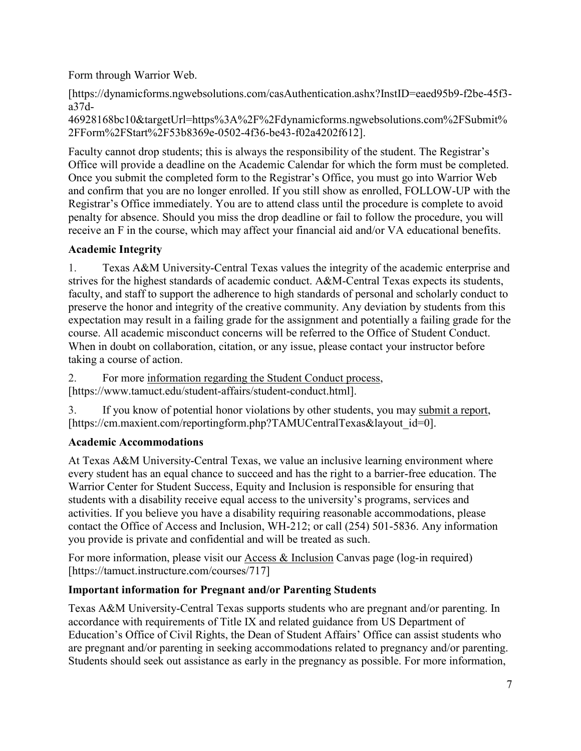Form through Warrior Web.

[https://dynamicforms.ngwebsolutions.com/casAuthentication.ashx?InstID=eaed95b9-f2be-45f3-a37d-46928168bc10&targetUrl=https%3A%2F%2Fdynamicforms.ngwebsolutions.com%2FSubmit%2FForm%2FStart%2F53b8369e-0502-4f36-be43-f02a4202f612].

Faculty cannot drop students; this is always the responsibility of the student. The Registrar's Office will provide a deadline on the Academic Calendar for which the form must be completed. Once you submit the completed form to the Registrar's Office, you must go into Warrior Web and confirm that you are no longer enrolled. If you still show as enrolled, FOLLOW-UP with the Registrar's Office immediately. You are to attend class until the procedure is complete to avoid penalty for absence. Should you miss the drop deadline or fail to follow the procedure, you will receive an F in the course, which may affect your financial aid and/or VA educational benefits.

### Academic Integrity

1. Texas A&M University-Central Texas values the integrity of the academic enterprise and strives for the highest standards of academic conduct. A&M-Central Texas expects its students, faculty, and staff to support the adherence to high standards of personal and scholarly conduct to preserve the honor and integrity of the creative community. Any deviation by students from this expectation may result in a failing grade for the assignment and potentially a failing grade for the course. All academic misconduct concerns will be referred to the Office of Student Conduct. When in doubt on collaboration, citation, or any issue, please contact your instructor before taking a course of action.

2. For more information regarding the Student Conduct process, [https://www.tamuct.edu/student-affairs/student-conduct.html].

3. If you know of potential honor violations by other students, you may submit a report, [https://cm.maxient.com/reportingform.php?TAMUCentralTexas&layout_id=0].

### Academic Accommodations

At Texas A&M University-Central Texas, we value an inclusive learning environment where every student has an equal chance to succeed and has the right to a barrier-free education. The Warrior Center for Student Success, Equity and Inclusion is responsible for ensuring that students with a disability receive equal access to the university's programs, services and activities. If you believe you have a disability requiring reasonable accommodations, please contact the Office of Access and Inclusion, WH-212; or call (254) 501-5836. Any information you provide is private and confidential and will be treated as such.

For more information, please visit our Access & Inclusion Canvas page (log-in required) [https://tamuct.instructure.com/courses/717]

### Important information for Pregnant and/or Parenting Students

Texas A&M University-Central Texas supports students who are pregnant and/or parenting. In accordance with requirements of Title IX and related guidance from US Department of Education's Office of Civil Rights, the Dean of Student Affairs' Office can assist students who are pregnant and/or parenting in seeking accommodations related to pregnancy and/or parenting. Students should seek out assistance as early in the pregnancy as possible. For more information,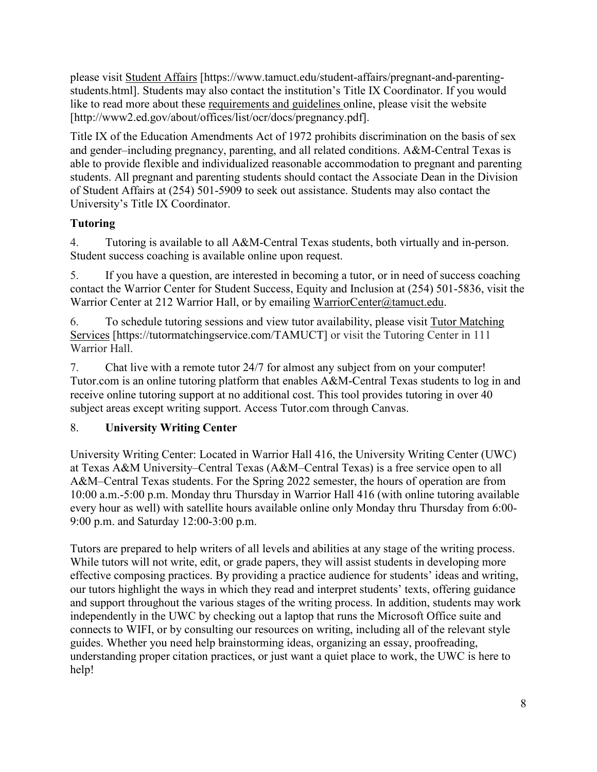please visit Student Affairs [https://www.tamuct.edu/student-affairs/pregnant-and-parenting-students.html]. Students may also contact the institution's Title IX Coordinator. If you would like to read more about these requirements and guidelines online, please visit the website [http://www2.ed.gov/about/offices/list/ocr/docs/pregnancy.pdf].

Title IX of the Education Amendments Act of 1972 prohibits discrimination on the basis of sex and gender–including pregnancy, parenting, and all related conditions. A&M-Central Texas is able to provide flexible and individualized reasonable accommodation to pregnant and parenting students. All pregnant and parenting students should contact the Associate Dean in the Division of Student Affairs at (254) 501-5909 to seek out assistance. Students may also contact the University's Title IX Coordinator.

**Tutoring**

4. Tutoring is available to all A&M-Central Texas students, both virtually and in-person. Student success coaching is available online upon request.

5. If you have a question, are interested in becoming a tutor, or in need of success coaching contact the Warrior Center for Student Success, Equity and Inclusion at (254) 501-5836, visit the Warrior Center at 212 Warrior Hall, or by emailing WarriorCenter@tamuct.edu.

6. To schedule tutoring sessions and view tutor availability, please visit Tutor Matching Services [https://tutormatchingservice.com/TAMUCT] or visit the Tutoring Center in 111 Warrior Hall.

7. Chat live with a remote tutor 24/7 for almost any subject from on your computer! Tutor.com is an online tutoring platform that enables A&M-Central Texas students to log in and receive online tutoring support at no additional cost. This tool provides tutoring in over 40 subject areas except writing support. Access Tutor.com through Canvas.

8. **University Writing Center**

University Writing Center: Located in Warrior Hall 416, the University Writing Center (UWC) at Texas A&M University–Central Texas (A&M–Central Texas) is a free service open to all A&M–Central Texas students. For the Spring 2022 semester, the hours of operation are from 10:00 a.m.-5:00 p.m. Monday thru Thursday in Warrior Hall 416 (with online tutoring available every hour as well) with satellite hours available online only Monday thru Thursday from 6:00-9:00 p.m. and Saturday 12:00-3:00 p.m.

Tutors are prepared to help writers of all levels and abilities at any stage of the writing process. While tutors will not write, edit, or grade papers, they will assist students in developing more effective composing practices. By providing a practice audience for students' ideas and writing, our tutors highlight the ways in which they read and interpret students' texts, offering guidance and support throughout the various stages of the writing process. In addition, students may work independently in the UWC by checking out a laptop that runs the Microsoft Office suite and connects to WIFI, or by consulting our resources on writing, including all of the relevant style guides. Whether you need help brainstorming ideas, organizing an essay, proofreading, understanding proper citation practices, or just want a quiet place to work, the UWC is here to help!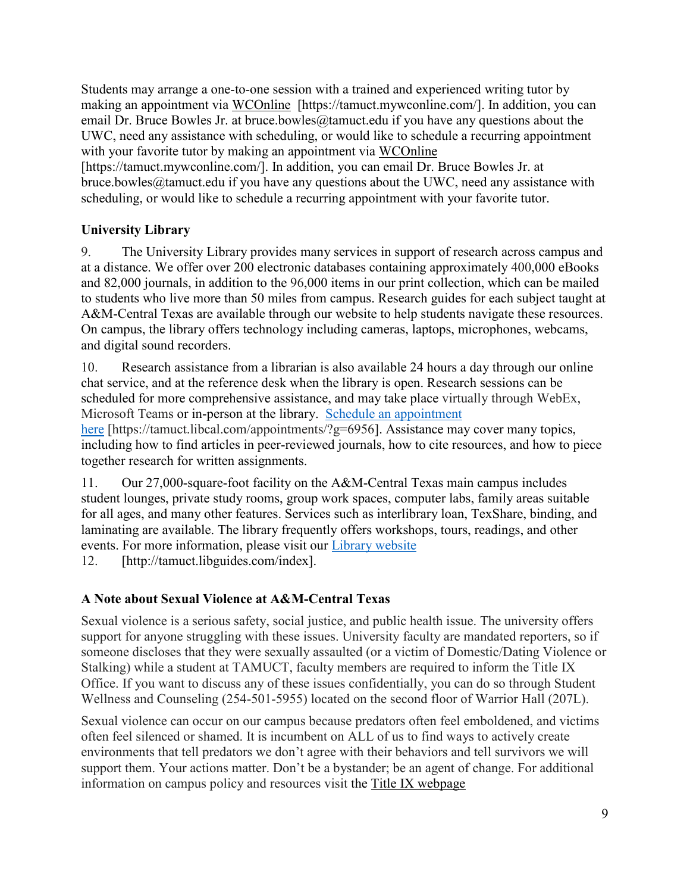Students may arrange a one-to-one session with a trained and experienced writing tutor by making an appointment via WCOnline [https://tamuct.mywconline.com/]. In addition, you can email Dr. Bruce Bowles Jr. at bruce.bowles@tamuct.edu if you have any questions about the UWC, need any assistance with scheduling, or would like to schedule a recurring appointment with your favorite tutor by making an appointment via WCOnline [https://tamuct.mywconline.com/]. In addition, you can email Dr. Bruce Bowles Jr. at bruce.bowles@tamuct.edu if you have any questions about the UWC, need any assistance with scheduling, or would like to schedule a recurring appointment with your favorite tutor.

**University Library**

9. The University Library provides many services in support of research across campus and at a distance. We offer over 200 electronic databases containing approximately 400,000 eBooks and 82,000 journals, in addition to the 96,000 items in our print collection, which can be mailed to students who live more than 50 miles from campus. Research guides for each subject taught at A&M-Central Texas are available through our website to help students navigate these resources. On campus, the library offers technology including cameras, laptops, microphones, webcams, and digital sound recorders.

10. Research assistance from a librarian is also available 24 hours a day through our online chat service, and at the reference desk when the library is open. Research sessions can be scheduled for more comprehensive assistance, and may take place virtually through WebEx, Microsoft Teams or in-person at the library. Schedule an appointment here [https://tamuct.libcal.com/appointments/?g=6956]. Assistance may cover many topics, including how to find articles in peer-reviewed journals, how to cite resources, and how to piece together research for written assignments.

11. Our 27,000-square-foot facility on the A&M-Central Texas main campus includes student lounges, private study rooms, group work spaces, computer labs, family areas suitable for all ages, and many other features. Services such as interlibrary loan, TexShare, binding, and laminating are available. The library frequently offers workshops, tours, readings, and other events. For more information, please visit our Library website

12. [http://tamuct.libguides.com/index].

**A Note about Sexual Violence at A&M-Central Texas**

Sexual violence is a serious safety, social justice, and public health issue. The university offers support for anyone struggling with these issues. University faculty are mandated reporters, so if someone discloses that they were sexually assaulted (or a victim of Domestic/Dating Violence or Stalking) while a student at TAMUCT, faculty members are required to inform the Title IX Office. If you want to discuss any of these issues confidentially, you can do so through Student Wellness and Counseling (254-501-5955) located on the second floor of Warrior Hall (207L).

Sexual violence can occur on our campus because predators often feel emboldened, and victims often feel silenced or shamed. It is incumbent on ALL of us to find ways to actively create environments that tell predators we don't agree with their behaviors and tell survivors we will support them. Your actions matter. Don't be a bystander; be an agent of change. For additional information on campus policy and resources visit the Title IX webpage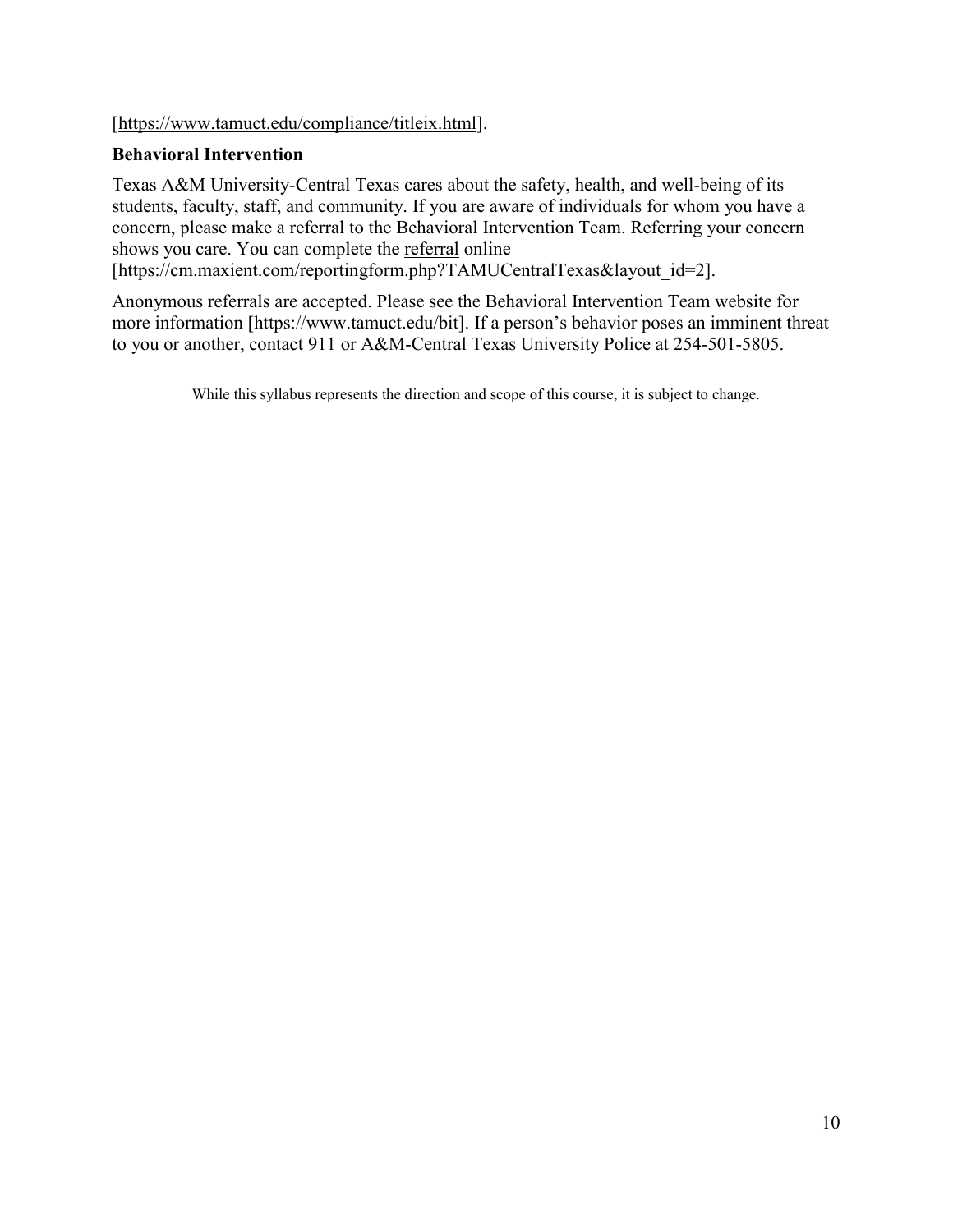[https://www.tamuct.edu/compliance/titleix.html].

**Behavioral Intervention**

Texas A&M University-Central Texas cares about the safety, health, and well-being of its students, faculty, staff, and community. If you are aware of individuals for whom you have a concern, please make a referral to the Behavioral Intervention Team. Referring your concern shows you care. You can complete the referral online [https://cm.maxient.com/reportingform.php?TAMUCentralTexas&layout_id=2].

Anonymous referrals are accepted. Please see the Behavioral Intervention Team website for more information [https://www.tamuct.edu/bit]. If a person's behavior poses an imminent threat to you or another, contact 911 or A&M-Central Texas University Police at 254-501-5805.

While this syllabus represents the direction and scope of this course, it is subject to change.